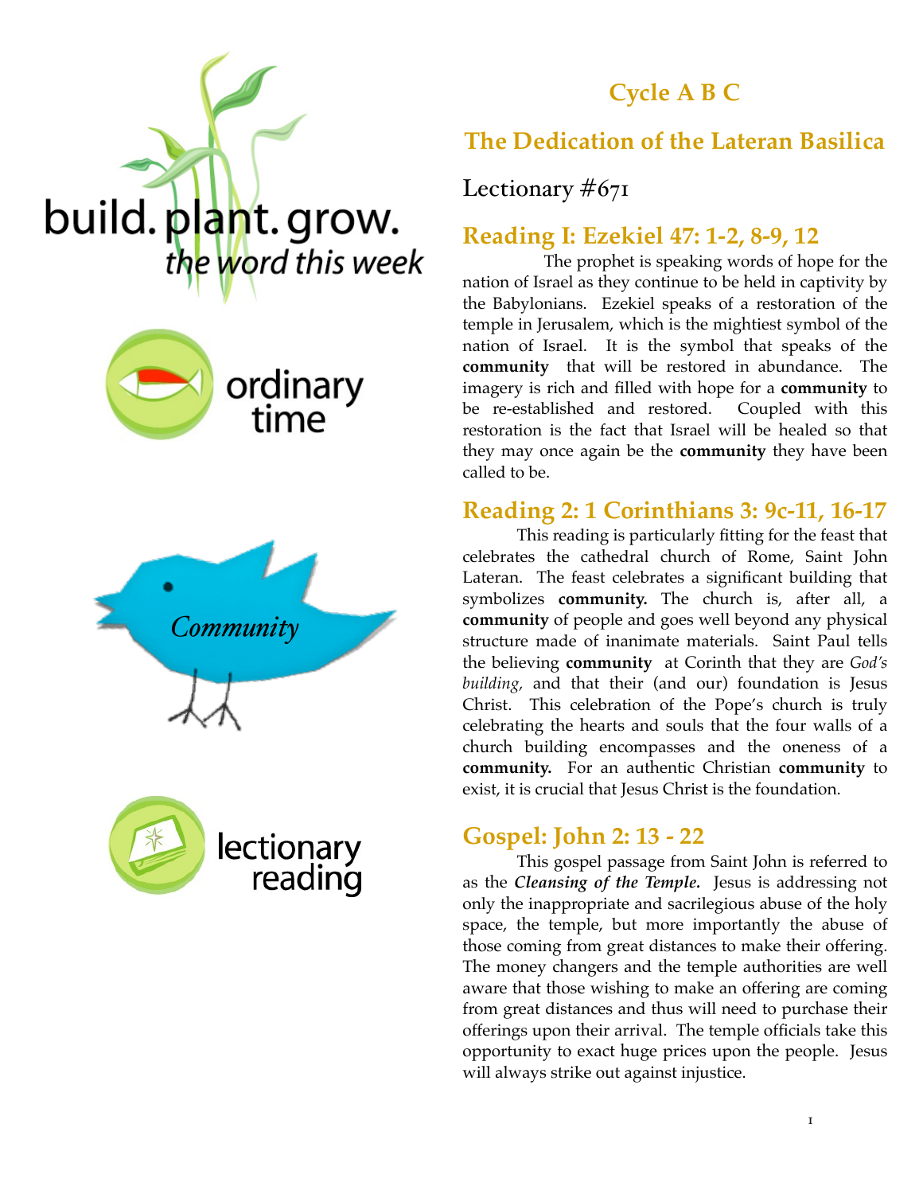build. plant. grow.
*the word this week*

ordinary time

*Community*

lectionary reading

## Cycle A B C

## The Dedication of the Lateran Basilica

Lectionary #671

### Reading I: Ezekiel 47: 1-2, 8-9, 12

The prophet is speaking words of hope for the nation of Israel as they continue to be held in captivity by the Babylonians. Ezekiel speaks of a restoration of the temple in Jerusalem, which is the mightiest symbol of the nation of Israel. It is the symbol that speaks of the **community** that will be restored in abundance. The imagery is rich and filled with hope for a **community** to be re-established and restored. Coupled with this restoration is the fact that Israel will be healed so that they may once again be the **community** they have been called to be.

### Reading 2: 1 Corinthians 3: 9c-11, 16-17

This reading is particularly fitting for the feast that celebrates the cathedral church of Rome, Saint John Lateran. The feast celebrates a significant building that symbolizes **community.** The church is, after all, a **community** of people and goes well beyond any physical structure made of inanimate materials. Saint Paul tells the believing **community** at Corinth that they are *God's building,* and that their (and our) foundation is Jesus Christ. This celebration of the Pope's church is truly celebrating the hearts and souls that the four walls of a church building encompasses and the oneness of a **community.** For an authentic Christian **community** to exist, it is crucial that Jesus Christ is the foundation.

### Gospel: John 2: 13 - 22

This gospel passage from Saint John is referred to as the ***Cleansing of the Temple.*** Jesus is addressing not only the inappropriate and sacrilegious abuse of the holy space, the temple, but more importantly the abuse of those coming from great distances to make their offering. The money changers and the temple authorities are well aware that those wishing to make an offering are coming from great distances and thus will need to purchase their offerings upon their arrival. The temple officials take this opportunity to exact huge prices upon the people. Jesus will always strike out against injustice.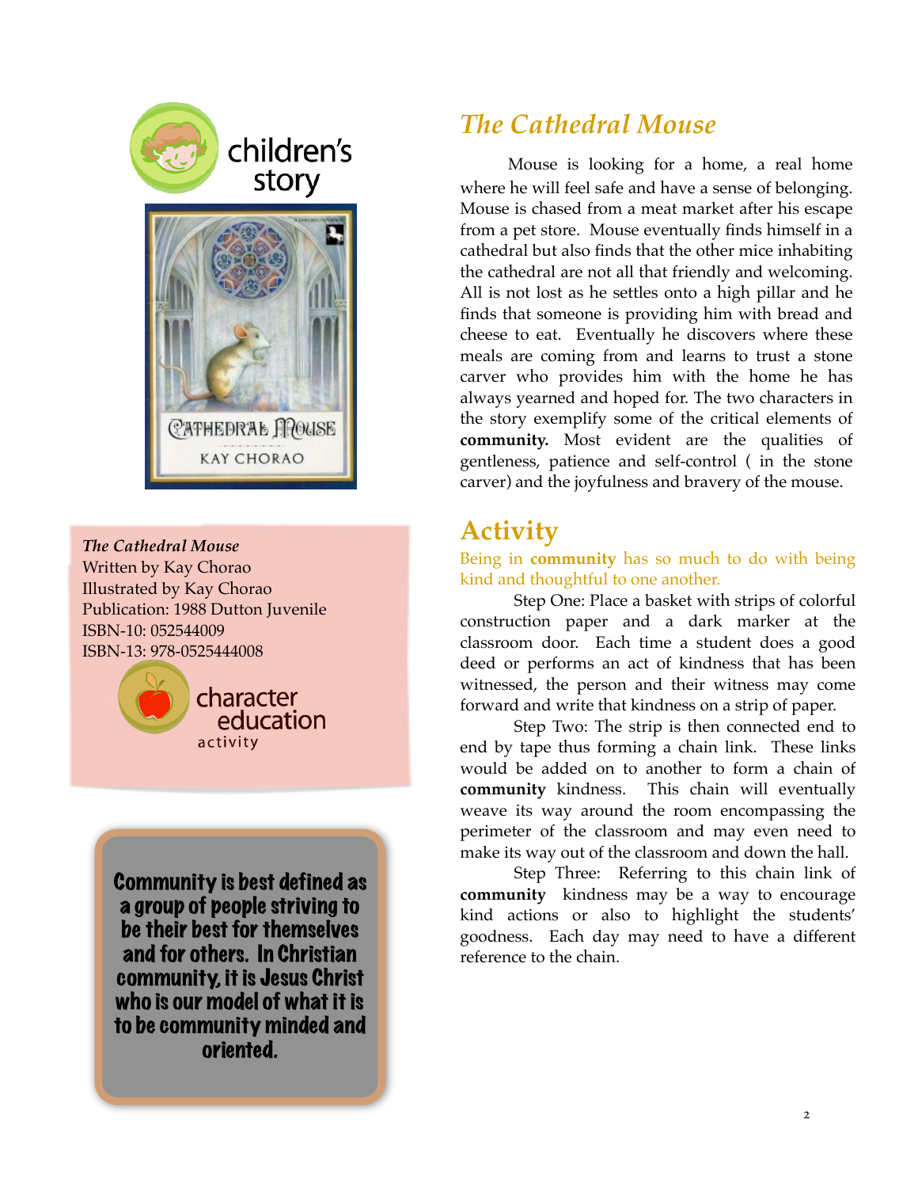children's story

*The Cathedral Mouse*
Written by Kay Chorao
Illustrated by Kay Chorao
Publication: 1988 Dutton Juvenile
ISBN-10: 052544009
ISBN-13: 978-0525444008

character education activity

**Community is best defined as a group of people striving to be their best for themselves and for others. In Christian community, it is Jesus Christ who is our model of what it is to be community minded and oriented.**

## *The Cathedral Mouse*

Mouse is looking for a home, a real home where he will feel safe and have a sense of belonging. Mouse is chased from a meat market after his escape from a pet store. Mouse eventually finds himself in a cathedral but also finds that the other mice inhabiting the cathedral are not all that friendly and welcoming. All is not lost as he settles onto a high pillar and he finds that someone is providing him with bread and cheese to eat. Eventually he discovers where these meals are coming from and learns to trust a stone carver who provides him with the home he has always yearned and hoped for. The two characters in the story exemplify some of the critical elements of **community.** Most evident are the qualities of gentleness, patience and self-control ( in the stone carver) and the joyfulness and bravery of the mouse.

## Activity

Being in **community** has so much to do with being kind and thoughtful to one another.

Step One: Place a basket with strips of colorful construction paper and a dark marker at the classroom door. Each time a student does a good deed or performs an act of kindness that has been witnessed, the person and their witness may come forward and write that kindness on a strip of paper.

Step Two: The strip is then connected end to end by tape thus forming a chain link. These links would be added on to another to form a chain of **community** kindness. This chain will eventually weave its way around the room encompassing the perimeter of the classroom and may even need to make its way out of the classroom and down the hall.

Step Three: Referring to this chain link of **community** kindness may be a way to encourage kind actions or also to highlight the students' goodness. Each day may need to have a different reference to the chain.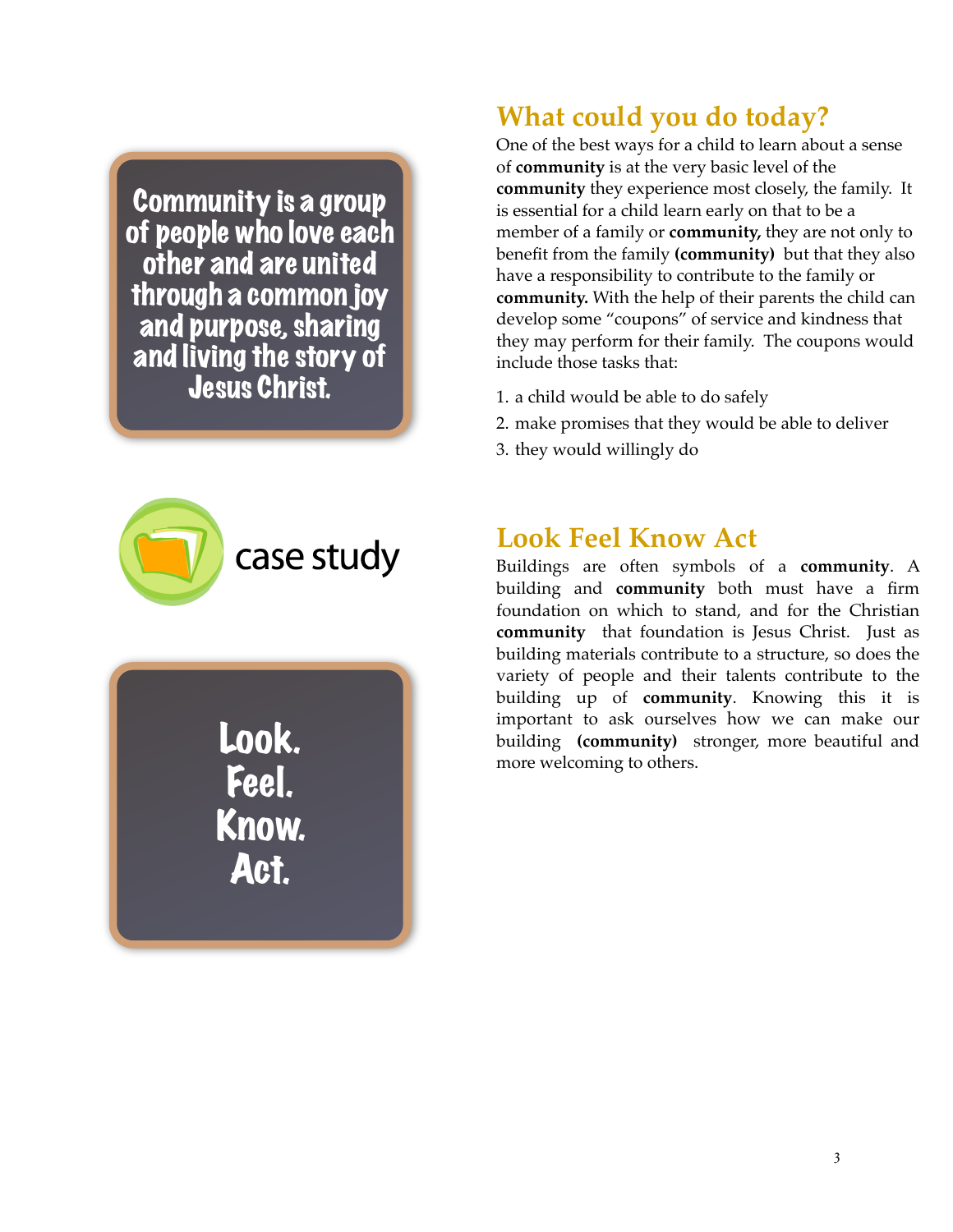Community is a group of people who love each other and are united through a common joy and purpose, sharing and living the story of Jesus Christ.

case study

Look.
Feel.
Know.
Act.

## What could you do today?

One of the best ways for a child to learn about a sense of **community** is at the very basic level of the **community** they experience most closely, the family. It is essential for a child learn early on that to be a member of a family or **community,** they are not only to benefit from the family **(community)** but that they also have a responsibility to contribute to the family or **community.** With the help of their parents the child can develop some "coupons" of service and kindness that they may perform for their family. The coupons would include those tasks that:

1. a child would be able to do safely
2. make promises that they would be able to deliver
3. they would willingly do

## Look Feel Know Act

Buildings are often symbols of a **community**. A building and **community** both must have a firm foundation on which to stand, and for the Christian **community** that foundation is Jesus Christ. Just as building materials contribute to a structure, so does the variety of people and their talents contribute to the building up of **community**. Knowing this it is important to ask ourselves how we can make our building **(community)** stronger, more beautiful and more welcoming to others.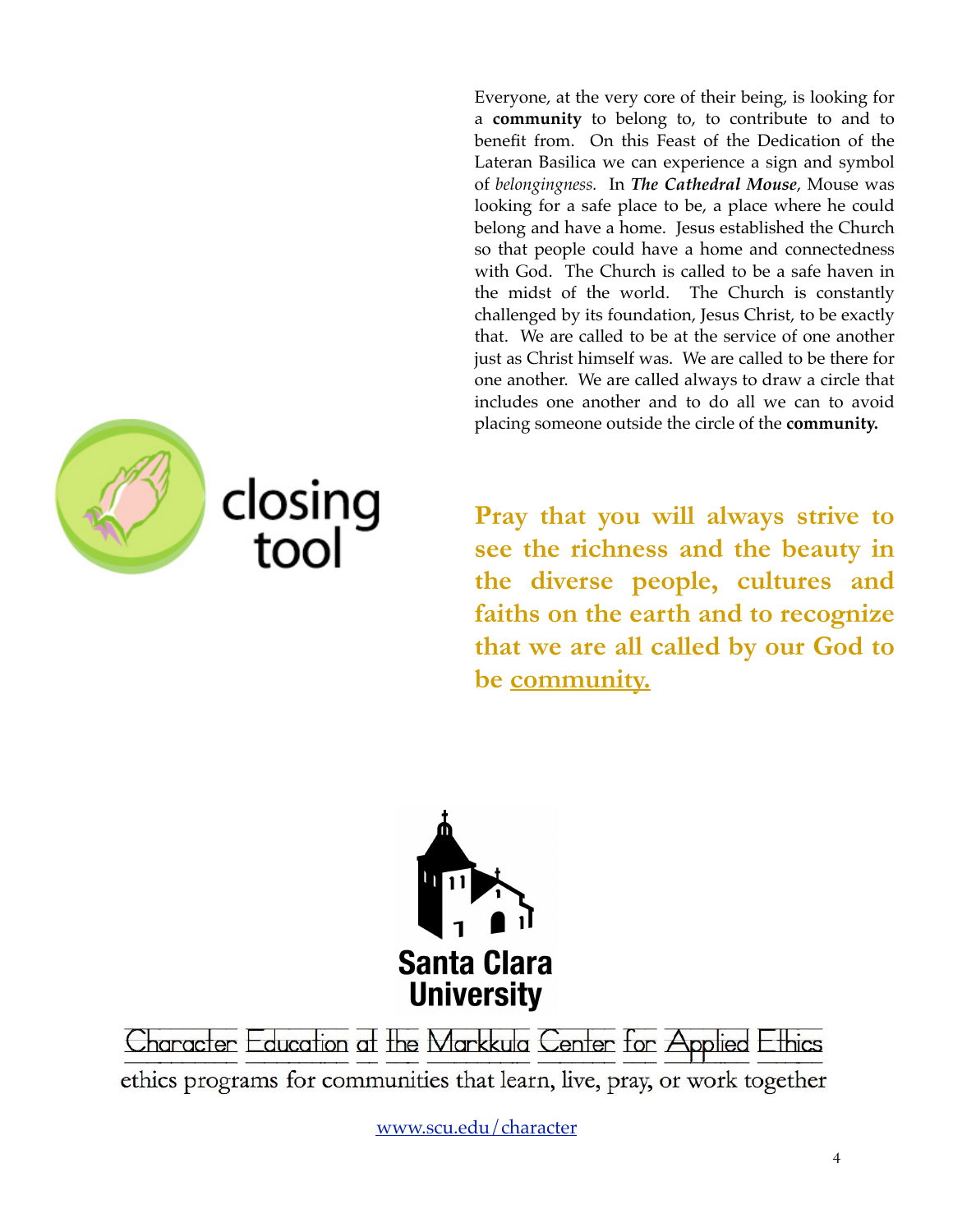Everyone, at the very core of their being, is looking for a **community** to belong to, to contribute to and to benefit from. On this Feast of the Dedication of the Lateran Basilica we can experience a sign and symbol of *belongingness.* In ***The Cathedral Mouse***, Mouse was looking for a safe place to be, a place where he could belong and have a home. Jesus established the Church so that people could have a home and connectedness with God. The Church is called to be a safe haven in the midst of the world. The Church is constantly challenged by its foundation, Jesus Christ, to be exactly that. We are called to be at the service of one another just as Christ himself was. We are called to be there for one another. We are called always to draw a circle that includes one another and to do all we can to avoid placing someone outside the circle of the **community.**

## closing tool

**Pray that you will always strive to see the richness and the beauty in the diverse people, cultures and faiths on the earth and to recognize that we are all called by our God to be community.**

Santa Clara University

Character Education at the Markkula Center for Applied Ethics

ethics programs for communities that learn, live, pray, or work together

www.scu.edu/character